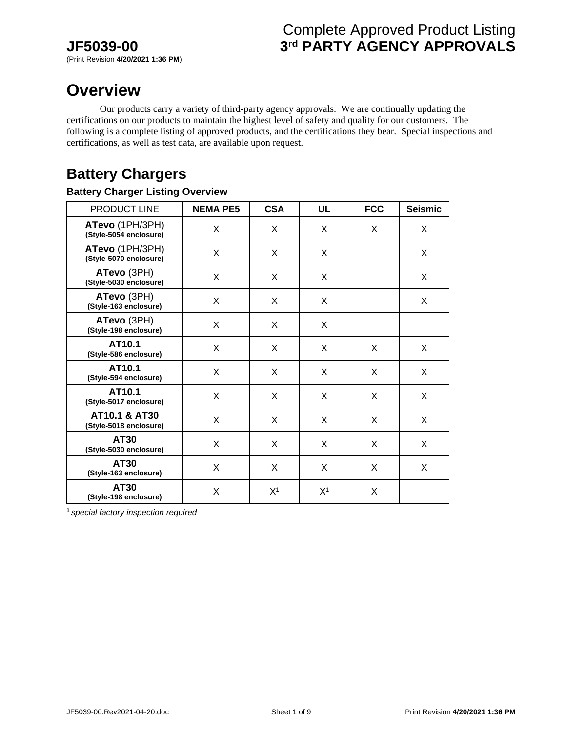# JF5039-00

(Print Revision **4/20/2021 1:36 PM**)

Complete Approved Product Listing
**3rd PARTY AGENCY APPROVALS**

# Overview

Our products carry a variety of third-party agency approvals. We are continually updating the certifications on our products to maintain the highest level of safety and quality for our customers. The following is a complete listing of approved products, and the certifications they bear. Special inspections and certifications, as well as test data, are available upon request.

# Battery Chargers

### Battery Charger Listing Overview

| PRODUCT LINE | NEMA PE5 | CSA | UL | FCC | Seismic |
|---|---|---|---|---|---|
| **ATevo** (1PH/3PH) **(Style-5054 enclosure)** | X | X | X | X | X |
| **ATevo** (1PH/3PH) **(Style-5070 enclosure)** | X | X | X | | X |
| **ATevo** (3PH) **(Style-5030 enclosure)** | X | X | X | | X |
| **ATevo** (3PH) **(Style-163 enclosure)** | X | X | X | | X |
| **ATevo** (3PH) **(Style-198 enclosure)** | X | X | X | | |
| **AT10.1 (Style-586 enclosure)** | X | X | X | X | X |
| **AT10.1 (Style-594 enclosure)** | X | X | X | X | X |
| **AT10.1 (Style-5017 enclosure)** | X | X | X | X | X |
| **AT10.1 & AT30 (Style-5018 enclosure)** | X | X | X | X | X |
| **AT30 (Style-5030 enclosure)** | X | X | X | X | X |
| **AT30 (Style-163 enclosure)** | X | X | X | X | X |
| **AT30 (Style-198 enclosure)** | X | X[1] | X[1] | X | |

[1] *special factory inspection required*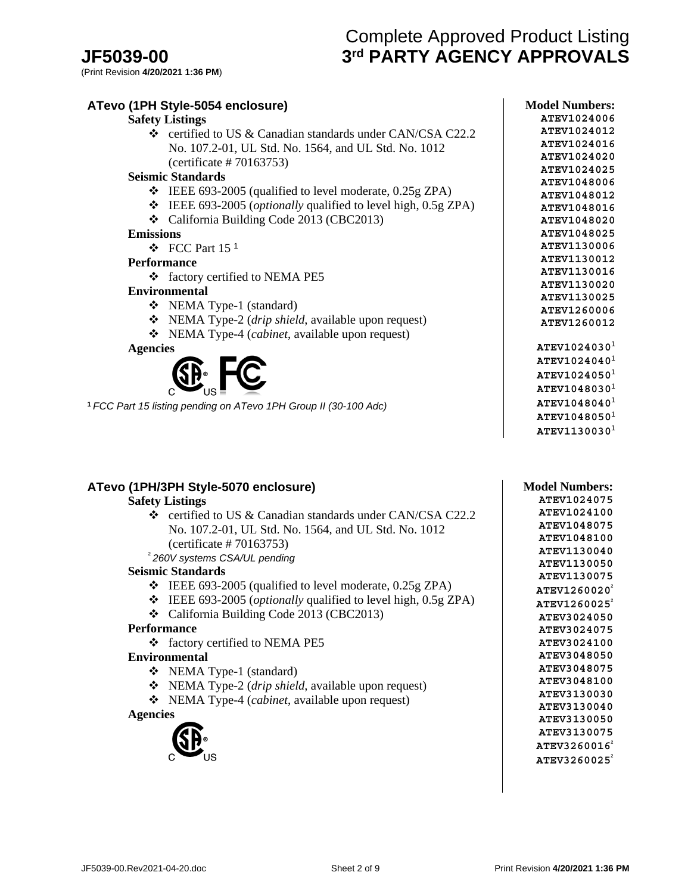# JF5039-00

(Print Revision **4/20/2021 1:36 PM**)

# Complete Approved Product Listing
# 3rd PARTY AGENCY APPROVALS

## ATevo (1PH Style-5054 enclosure)

**Safety Listings**

- certified to US & Canadian standards under CAN/CSA C22.2 No. 107.2-01, UL Std. No. 1564, and UL Std. No. 1012 (certificate # 70163753)

**Seismic Standards**

- IEEE 693-2005 (qualified to level moderate, 0.25g ZPA)
- IEEE 693-2005 (*optionally* qualified to level high, 0.5g ZPA)
- California Building Code 2013 (CBC2013)

**Emissions**

- FCC Part 15 [1]

**Performance**

- factory certified to NEMA PE5

**Environmental**

- NEMA Type-1 (standard)
- NEMA Type-2 (*drip shield*, available upon request)
- NEMA Type-4 (*cabinet*, available upon request)

**Agencies**

CSA C US, FC

[1] *FCC Part 15 listing pending on ATevo 1PH Group II (30-100 Adc)*

**Model Numbers:**

ATEV1024006
ATEV1024012
ATEV1024016
ATEV1024020
ATEV1024025
ATEV1048006
ATEV1048012
ATEV1048016
ATEV1048020
ATEV1048025
ATEV1130006
ATEV1130012
ATEV1130016
ATEV1130020
ATEV1130025
ATEV1260006
ATEV1260012

ATEV1024030[1]
ATEV1024040[1]
ATEV1024050[1]
ATEV1048030[1]
ATEV1048040[1]
ATEV1048050[1]
ATEV1130030[1]

## ATevo (1PH/3PH Style-5070 enclosure)

**Safety Listings**

- certified to US & Canadian standards under CAN/CSA C22.2 No. 107.2-01, UL Std. No. 1564, and UL Std. No. 1012 (certificate # 70163753)

[2] *260V systems CSA/UL pending*

**Seismic Standards**

- IEEE 693-2005 (qualified to level moderate, 0.25g ZPA)
- IEEE 693-2005 (*optionally* qualified to level high, 0.5g ZPA)
- California Building Code 2013 (CBC2013)

**Performance**

- factory certified to NEMA PE5

**Environmental**

- NEMA Type-1 (standard)
- NEMA Type-2 (*drip shield*, available upon request)
- NEMA Type-4 (*cabinet*, available upon request)

**Agencies**

CSA C US

**Model Numbers:**

ATEV1024075
ATEV1024100
ATEV1048075
ATEV1048100
ATEV1130040
ATEV1130050
ATEV1130075
ATEV1260020[2]
ATEV1260025[2]
ATEV3024050
ATEV3024075
ATEV3024100
ATEV3048050
ATEV3048075
ATEV3048100
ATEV3130030
ATEV3130040
ATEV3130050
ATEV3130075
ATEV3260016[2]
ATEV3260025[2]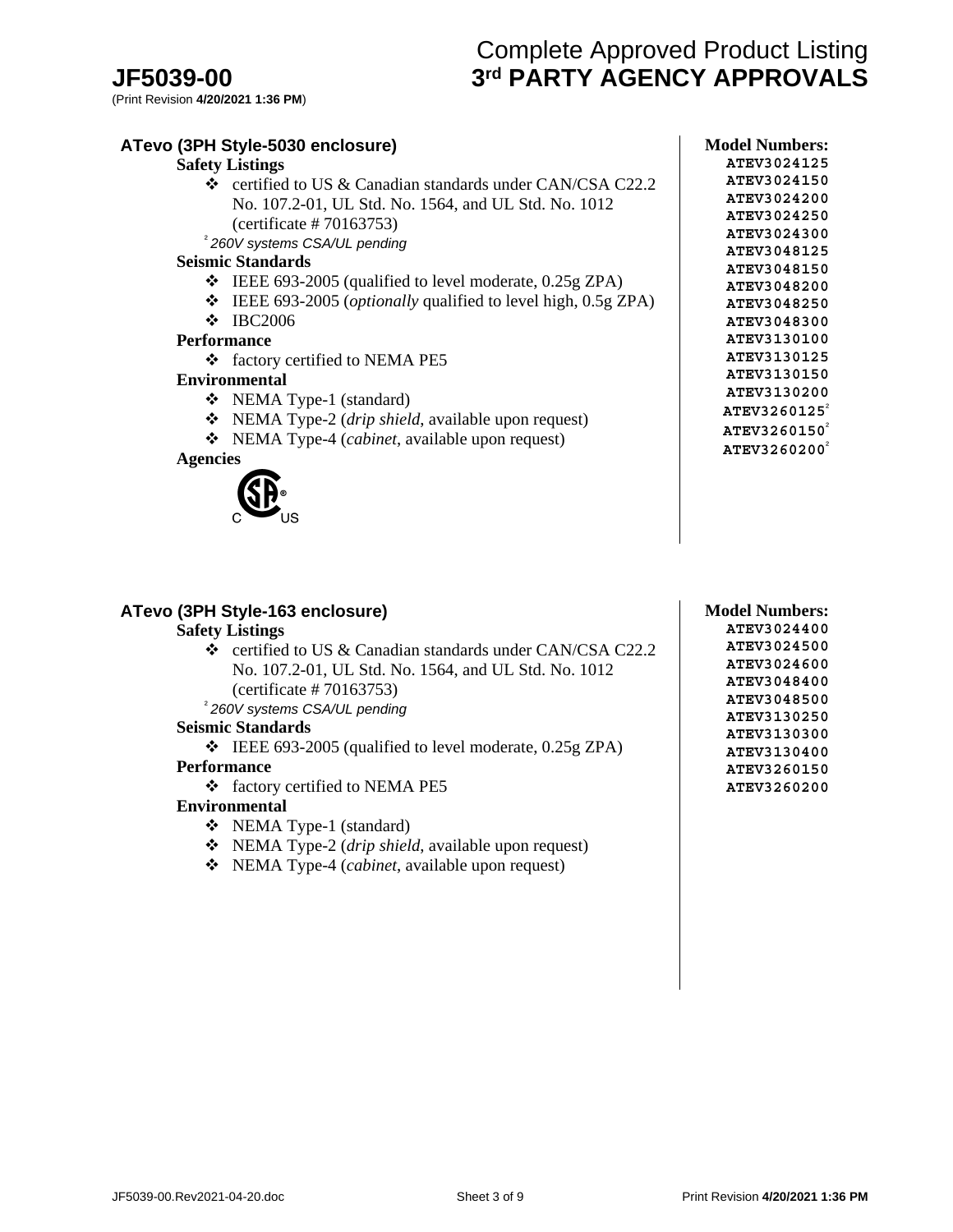# JF5039-00

(Print Revision **4/20/2021 1:36 PM**)

# Complete Approved Product Listing
# 3rd PARTY AGENCY APPROVALS

## ATevo (3PH Style-5030 enclosure)

**Safety Listings**

- certified to US & Canadian standards under CAN/CSA C22.2 No. 107.2-01, UL Std. No. 1564, and UL Std. No. 1012 (certificate # 70163753)

[2] *260V systems CSA/UL pending*

**Seismic Standards**

- IEEE 693-2005 (qualified to level moderate, 0.25g ZPA)
- IEEE 693-2005 (*optionally* qualified to level high, 0.5g ZPA)
- IBC2006

**Performance**

- factory certified to NEMA PE5

**Environmental**

- NEMA Type-1 (standard)
- NEMA Type-2 (*drip shield*, available upon request)
- NEMA Type-4 (*cabinet*, available upon request)

**Agencies**

c CSA us

**Model Numbers:**

ATEV3024125
ATEV3024150
ATEV3024200
ATEV3024250
ATEV3024300
ATEV3048125
ATEV3048150
ATEV3048200
ATEV3048250
ATEV3048300
ATEV3130100
ATEV3130125
ATEV3130150
ATEV3130200
ATEV3260125[2]
ATEV3260150[2]
ATEV3260200[2]

## ATevo (3PH Style-163 enclosure)

**Safety Listings**

- certified to US & Canadian standards under CAN/CSA C22.2 No. 107.2-01, UL Std. No. 1564, and UL Std. No. 1012 (certificate # 70163753)

[2] *260V systems CSA/UL pending*

**Seismic Standards**

- IEEE 693-2005 (qualified to level moderate, 0.25g ZPA)

**Performance**

- factory certified to NEMA PE5

**Environmental**

- NEMA Type-1 (standard)
- NEMA Type-2 (*drip shield*, available upon request)
- NEMA Type-4 (*cabinet*, available upon request)

**Model Numbers:**

ATEV3024400
ATEV3024500
ATEV3024600
ATEV3048400
ATEV3048500
ATEV3130250
ATEV3130300
ATEV3130400
ATEV3260150
ATEV3260200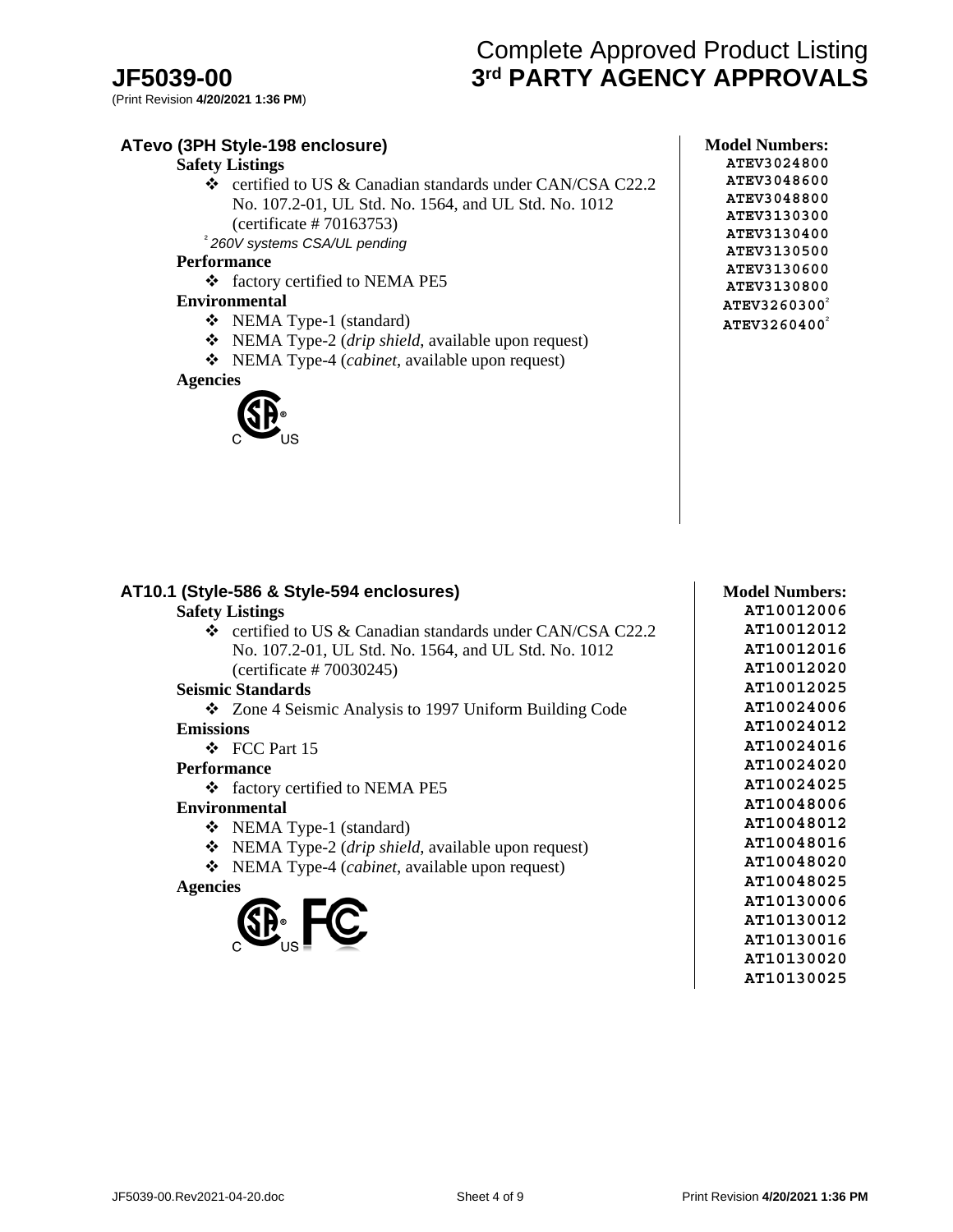# Complete Approved Product Listing
# 3rd PARTY AGENCY APPROVALS

## ATevo (3PH Style-198 enclosure)

**Safety Listings**

- ❖ certified to US & Canadian standards under CAN/CSA C22.2 No. 107.2-01, UL Std. No. 1564, and UL Std. No. 1012 (certificate # 70163753)

[2] *260V systems CSA/UL pending*

**Performance**

- ❖ factory certified to NEMA PE5

**Environmental**

- ❖ NEMA Type-1 (standard)
- ❖ NEMA Type-2 (*drip shield*, available upon request)
- ❖ NEMA Type-4 (*cabinet*, available upon request)

**Agencies**

C SA US

**Model Numbers:**

ATEV3024800
ATEV3048600
ATEV3048800
ATEV3130300
ATEV3130400
ATEV3130500
ATEV3130600
ATEV3130800
ATEV3260300[2]
ATEV3260400[2]

## AT10.1 (Style-586 & Style-594 enclosures)

**Safety Listings**

- ❖ certified to US & Canadian standards under CAN/CSA C22.2 No. 107.2-01, UL Std. No. 1564, and UL Std. No. 1012 (certificate # 70030245)

**Seismic Standards**

- ❖ Zone 4 Seismic Analysis to 1997 Uniform Building Code

**Emissions**

- ❖ FCC Part 15

**Performance**

- ❖ factory certified to NEMA PE5

**Environmental**

- ❖ NEMA Type-1 (standard)
- ❖ NEMA Type-2 (*drip shield*, available upon request)
- ❖ NEMA Type-4 (*cabinet*, available upon request)

**Agencies**

C SA US FC

**Model Numbers:**

AT10012006
AT10012012
AT10012016
AT10012020
AT10012025
AT10024006
AT10024012
AT10024016
AT10024020
AT10024025
AT10048006
AT10048012
AT10048016
AT10048020
AT10048025
AT10130006
AT10130012
AT10130016
AT10130020
AT10130025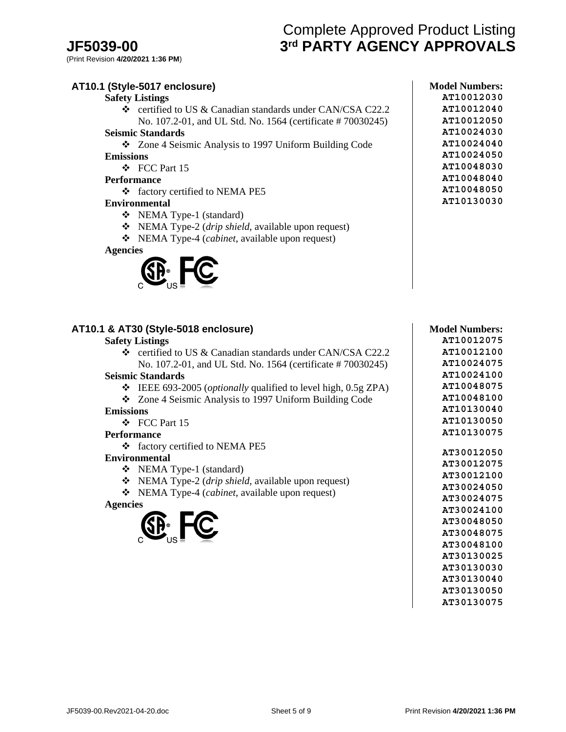## AT10.1 (Style-5017 enclosure)

**Safety Listings**

- certified to US & Canadian standards under CAN/CSA C22.2 No. 107.2-01, and UL Std. No. 1564 (certificate # 70030245)

**Seismic Standards**

- Zone 4 Seismic Analysis to 1997 Uniform Building Code

**Emissions**

- FCC Part 15

**Performance**

- factory certified to NEMA PE5

**Environmental**

- NEMA Type-1 (standard)
- NEMA Type-2 (*drip shield*, available upon request)
- NEMA Type-4 (*cabinet*, available upon request)

**Agencies**

**Model Numbers:**

AT10012030
AT10012040
AT10012050
AT10024030
AT10024040
AT10024050
AT10048030
AT10048040
AT10048050
AT10130030

## AT10.1 & AT30 (Style-5018 enclosure)

**Safety Listings**

- certified to US & Canadian standards under CAN/CSA C22.2 No. 107.2-01, and UL Std. No. 1564 (certificate # 70030245)

**Seismic Standards**

- IEEE 693-2005 (*optionally* qualified to level high, 0.5g ZPA)
- Zone 4 Seismic Analysis to 1997 Uniform Building Code

**Emissions**

- FCC Part 15

**Performance**

- factory certified to NEMA PE5

**Environmental**

- NEMA Type-1 (standard)
- NEMA Type-2 (*drip shield*, available upon request)
- NEMA Type-4 (*cabinet*, available upon request)

**Agencies**

**Model Numbers:**

AT10012075
AT10012100
AT10024075
AT10024100
AT10048075
AT10048100
AT10130040
AT10130050
AT10130075

AT30012050
AT30012075
AT30012100
AT30024050
AT30024075
AT30024100
AT30048050
AT30048075
AT30048100
AT30130025
AT30130030
AT30130040
AT30130050
AT30130075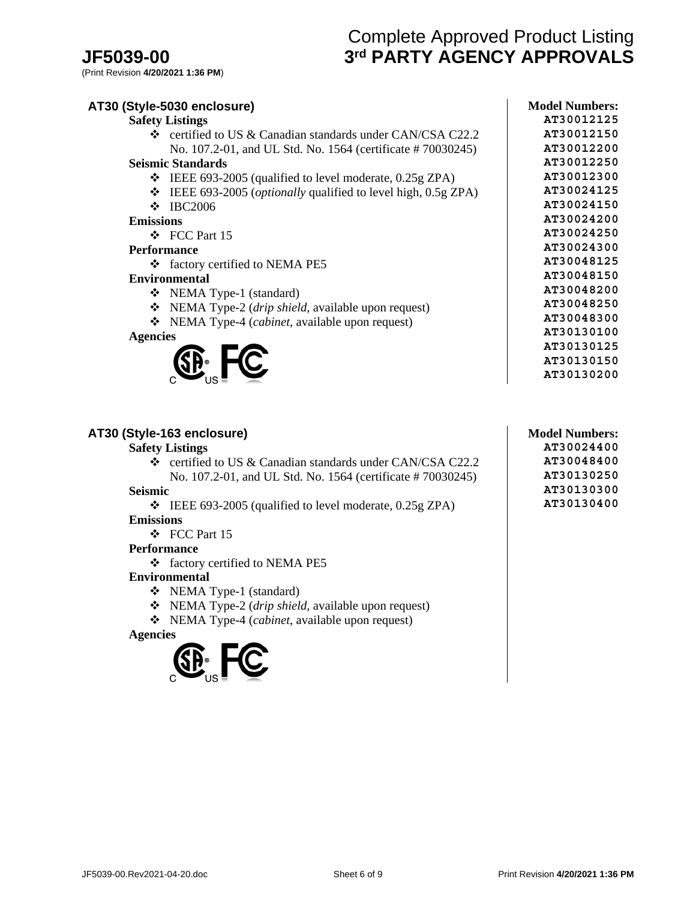# JF5039-00

(Print Revision **4/20/2021 1:36 PM**)

# Complete Approved Product Listing
# 3rd PARTY AGENCY APPROVALS

## AT30 (Style-5030 enclosure)

**Safety Listings**

- certified to US & Canadian standards under CAN/CSA C22.2 No. 107.2-01, and UL Std. No. 1564 (certificate # 70030245)

**Seismic Standards**

- IEEE 693-2005 (qualified to level moderate, 0.25g ZPA)
- IEEE 693-2005 (*optionally* qualified to level high, 0.5g ZPA)
- IBC2006

**Emissions**

- FCC Part 15

**Performance**

- factory certified to NEMA PE5

**Environmental**

- NEMA Type-1 (standard)
- NEMA Type-2 (*drip shield*, available upon request)
- NEMA Type-4 (*cabinet*, available upon request)

**Agencies**

C SA US FC

**Model Numbers:**

- AT30012125
- AT30012150
- AT30012200
- AT30012250
- AT30012300
- AT30024125
- AT30024150
- AT30024200
- AT30024250
- AT30024300
- AT30048125
- AT30048150
- AT30048200
- AT30048250
- AT30048300
- AT30130100
- AT30130125
- AT30130150
- AT30130200

## AT30 (Style-163 enclosure)

**Safety Listings**

- certified to US & Canadian standards under CAN/CSA C22.2 No. 107.2-01, and UL Std. No. 1564 (certificate # 70030245)

**Seismic**

- IEEE 693-2005 (qualified to level moderate, 0.25g ZPA)

**Emissions**

- FCC Part 15

**Performance**

- factory certified to NEMA PE5

**Environmental**

- NEMA Type-1 (standard)
- NEMA Type-2 (*drip shield*, available upon request)
- NEMA Type-4 (*cabinet*, available upon request)

**Agencies**

C SA US FC

**Model Numbers:**

- AT30024400
- AT30048400
- AT30130250
- AT30130300
- AT30130400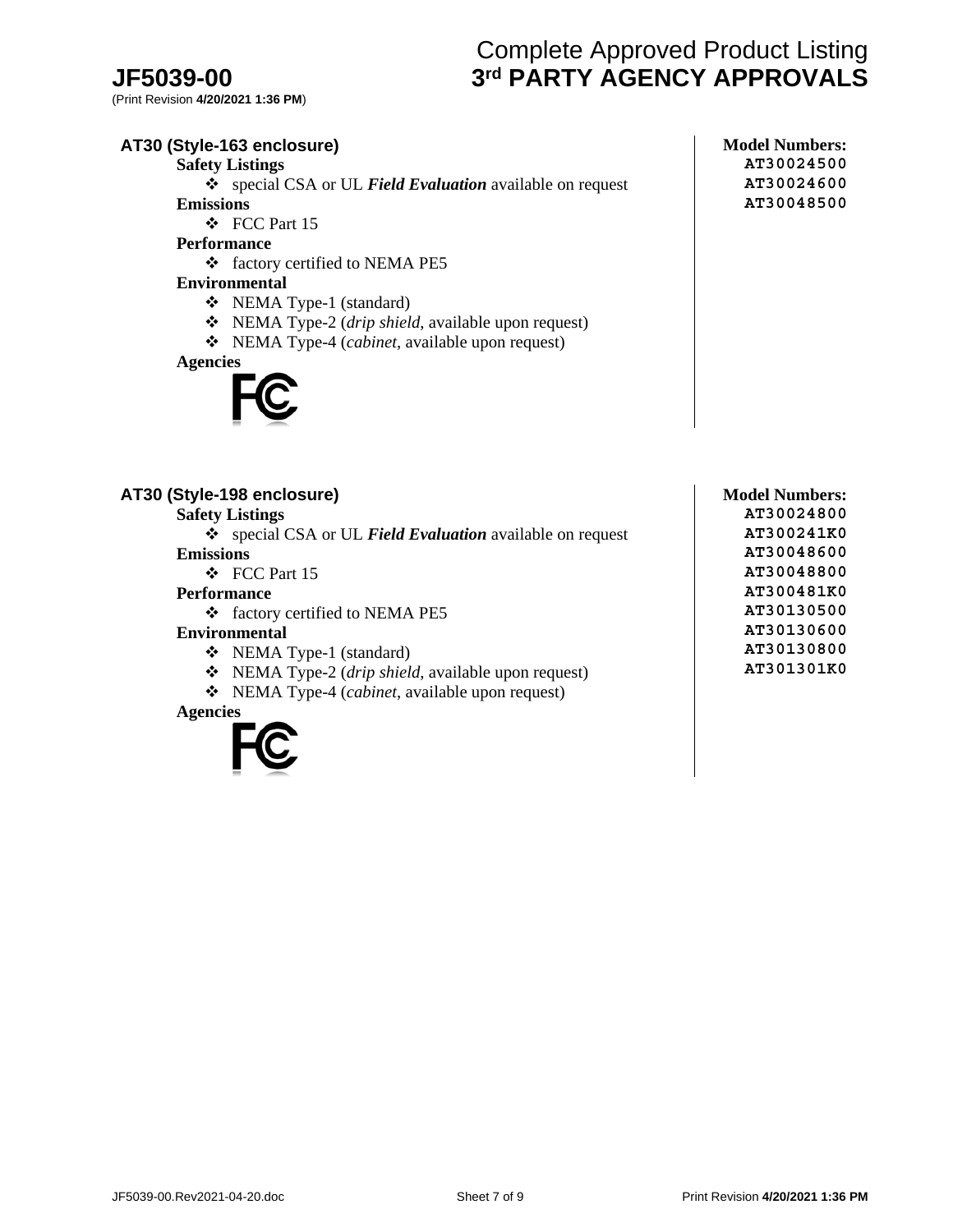## AT30 (Style-163 enclosure)

**Safety Listings**

- special CSA or UL ***Field Evaluation*** available on request

**Emissions**

- FCC Part 15

**Performance**

- factory certified to NEMA PE5

**Environmental**

- NEMA Type-1 (standard)
- NEMA Type-2 (*drip shield*, available upon request)
- NEMA Type-4 (*cabinet*, available upon request)

**Agencies**

**Model Numbers:**

AT30024500
AT30024600
AT30048500

## AT30 (Style-198 enclosure)

**Safety Listings**

- special CSA or UL ***Field Evaluation*** available on request

**Emissions**

- FCC Part 15

**Performance**

- factory certified to NEMA PE5

**Environmental**

- NEMA Type-1 (standard)
- NEMA Type-2 (*drip shield*, available upon request)
- NEMA Type-4 (*cabinet*, available upon request)

**Agencies**

**Model Numbers:**

AT30024800
AT300241K0
AT30048600
AT30048800
AT300481K0
AT30130500
AT30130600
AT30130800
AT301301K0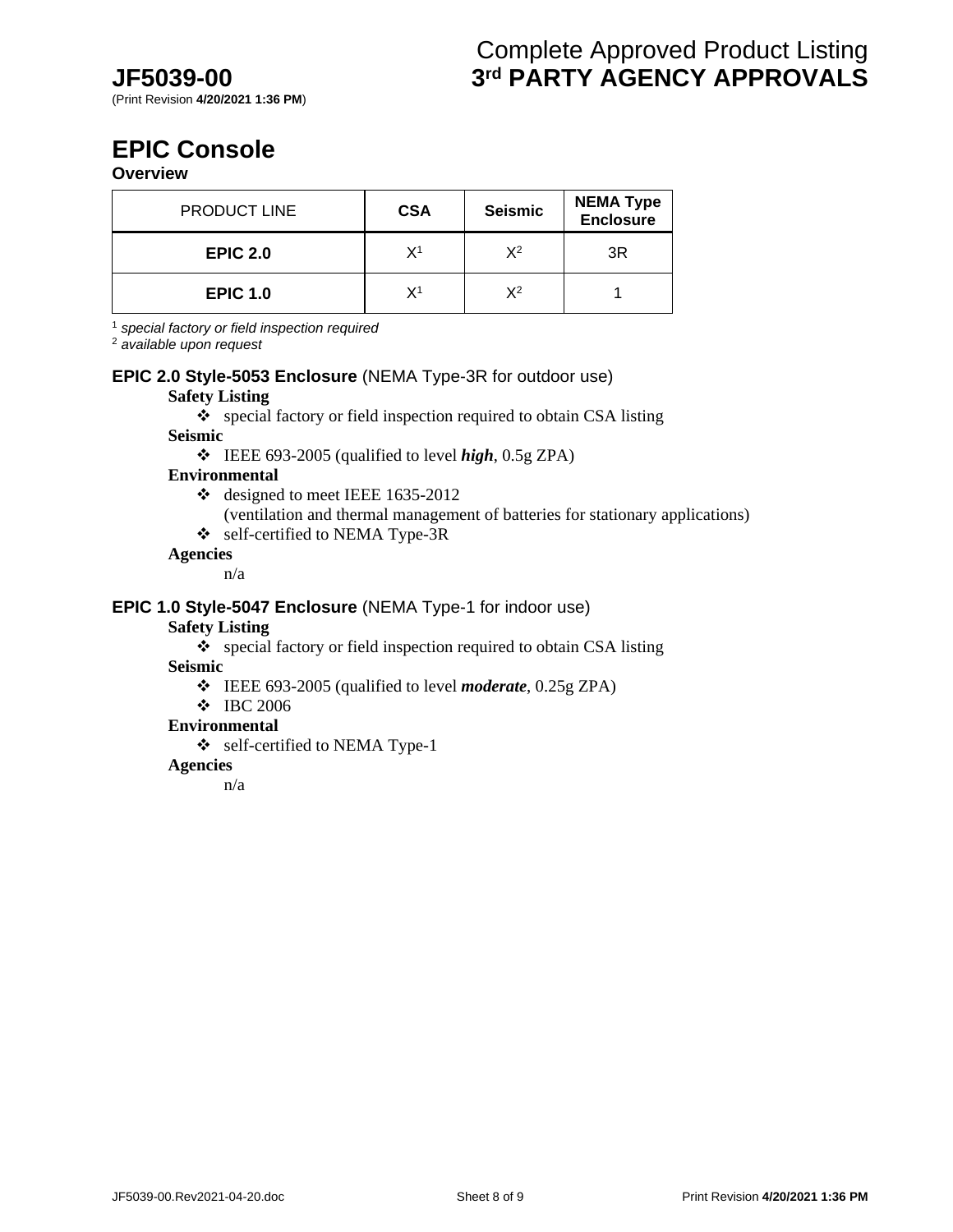# EPIC Console

**Overview**

| PRODUCT LINE | CSA | Seismic | NEMA Type Enclosure |
|---|---|---|---|
| **EPIC 2.0** | X[1] | X[2] | 3R |
| **EPIC 1.0** | X[1] | X[2] | 1 |

[1] *special factory or field inspection required*
[2] *available upon request*

### EPIC 2.0 Style-5053 Enclosure (NEMA Type-3R for outdoor use)

**Safety Listing**

- special factory or field inspection required to obtain CSA listing

**Seismic**

- IEEE 693-2005 (qualified to level ***high***, 0.5g ZPA)

**Environmental**

- designed to meet IEEE 1635-2012
  (ventilation and thermal management of batteries for stationary applications)
- self-certified to NEMA Type-3R

**Agencies**

n/a

### EPIC 1.0 Style-5047 Enclosure (NEMA Type-1 for indoor use)

**Safety Listing**

- special factory or field inspection required to obtain CSA listing

**Seismic**

- IEEE 693-2005 (qualified to level ***moderate***, 0.25g ZPA)
- IBC 2006

**Environmental**

- self-certified to NEMA Type-1

**Agencies**

n/a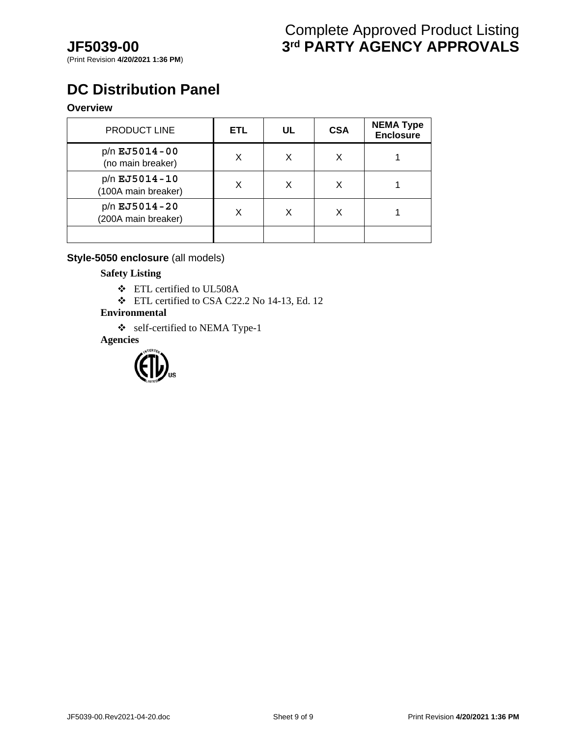# JF5039-00

(Print Revision **4/20/2021 1:36 PM**)

Complete Approved Product Listing
**3rd PARTY AGENCY APPROVALS**

## DC Distribution Panel

### Overview

| PRODUCT LINE | ETL | UL | CSA | NEMA Type Enclosure |
|---|---|---|---|---|
| p/n **EJ5014-00** (no main breaker) | X | X | X | 1 |
| p/n **EJ5014-10** (100A main breaker) | X | X | X | 1 |
| p/n **EJ5014-20** (200A main breaker) | X | X | X | 1 |
| | | | | |

**Style-5050 enclosure** (all models)

**Safety Listing**

- ETL certified to UL508A
- ETL certified to CSA C22.2 No 14-13, Ed. 12

**Environmental**

- self-certified to NEMA Type-1

**Agencies**

INTERTEK ETL LISTED US